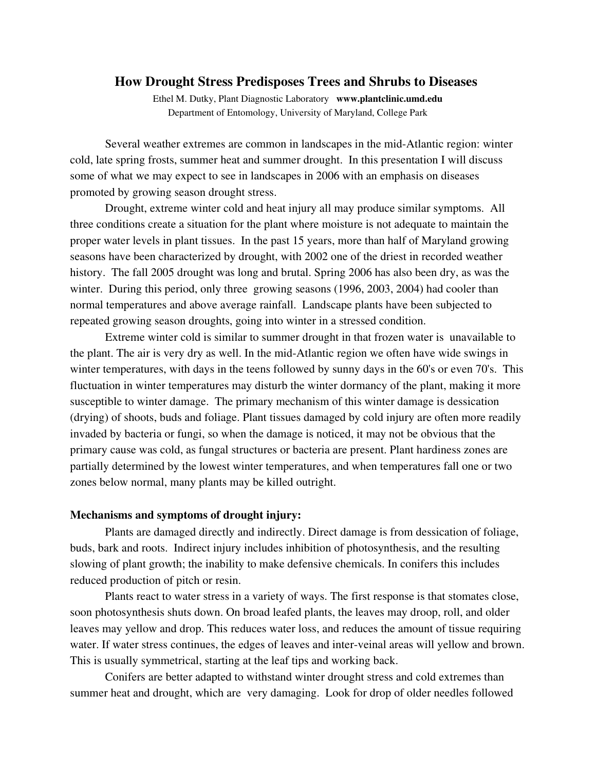# How Drought Stress Predisposes Trees and Shrubs to Diseases

Ethel M. Dutky, Plant Diagnostic Laboratory **www.plantclinic.umd.edu**
Department of Entomology, University of Maryland, College Park

Several weather extremes are common in landscapes in the mid-Atlantic region: winter cold, late spring frosts, summer heat and summer drought. In this presentation I will discuss some of what we may expect to see in landscapes in 2006 with an emphasis on diseases promoted by growing season drought stress.

Drought, extreme winter cold and heat injury all may produce similar symptoms. All three conditions create a situation for the plant where moisture is not adequate to maintain the proper water levels in plant tissues. In the past 15 years, more than half of Maryland growing seasons have been characterized by drought, with 2002 one of the driest in recorded weather history. The fall 2005 drought was long and brutal. Spring 2006 has also been dry, as was the winter. During this period, only three growing seasons (1996, 2003, 2004) had cooler than normal temperatures and above average rainfall. Landscape plants have been subjected to repeated growing season droughts, going into winter in a stressed condition.

Extreme winter cold is similar to summer drought in that frozen water is unavailable to the plant. The air is very dry as well. In the mid-Atlantic region we often have wide swings in winter temperatures, with days in the teens followed by sunny days in the 60's or even 70's. This fluctuation in winter temperatures may disturb the winter dormancy of the plant, making it more susceptible to winter damage. The primary mechanism of this winter damage is dessication (drying) of shoots, buds and foliage. Plant tissues damaged by cold injury are often more readily invaded by bacteria or fungi, so when the damage is noticed, it may not be obvious that the primary cause was cold, as fungal structures or bacteria are present. Plant hardiness zones are partially determined by the lowest winter temperatures, and when temperatures fall one or two zones below normal, many plants may be killed outright.

**Mechanisms and symptoms of drought injury:**

Plants are damaged directly and indirectly. Direct damage is from dessication of foliage, buds, bark and roots. Indirect injury includes inhibition of photosynthesis, and the resulting slowing of plant growth; the inability to make defensive chemicals. In conifers this includes reduced production of pitch or resin.

Plants react to water stress in a variety of ways. The first response is that stomates close, soon photosynthesis shuts down. On broad leafed plants, the leaves may droop, roll, and older leaves may yellow and drop. This reduces water loss, and reduces the amount of tissue requiring water. If water stress continues, the edges of leaves and inter-veinal areas will yellow and brown. This is usually symmetrical, starting at the leaf tips and working back.

Conifers are better adapted to withstand winter drought stress and cold extremes than summer heat and drought, which are very damaging. Look for drop of older needles followed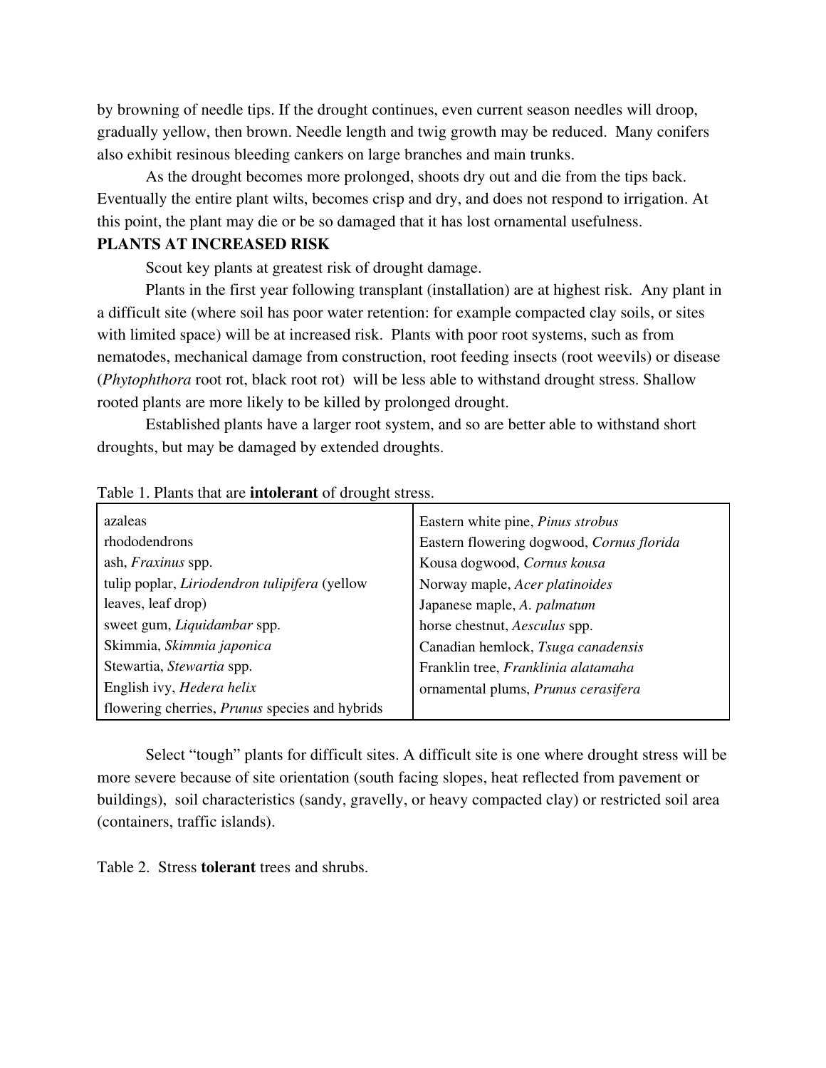by browning of needle tips. If the drought continues, even current season needles will droop, gradually yellow, then brown. Needle length and twig growth may be reduced. Many conifers also exhibit resinous bleeding cankers on large branches and main trunks.

As the drought becomes more prolonged, shoots dry out and die from the tips back. Eventually the entire plant wilts, becomes crisp and dry, and does not respond to irrigation. At this point, the plant may die or be so damaged that it has lost ornamental usefulness.

**PLANTS AT INCREASED RISK**

Scout key plants at greatest risk of drought damage.

Plants in the first year following transplant (installation) are at highest risk. Any plant in a difficult site (where soil has poor water retention: for example compacted clay soils, or sites with limited space) will be at increased risk. Plants with poor root systems, such as from nematodes, mechanical damage from construction, root feeding insects (root weevils) or disease (*Phytophthora* root rot, black root rot) will be less able to withstand drought stress. Shallow rooted plants are more likely to be killed by prolonged drought.

Established plants have a larger root system, and so are better able to withstand short droughts, but may be damaged by extended droughts.

Table 1. Plants that are **intolerant** of drought stress.

| | |
|---|---|
| azaleas | Eastern white pine, *Pinus strobus* |
| rhododendrons | Eastern flowering dogwood, *Cornus florida* |
| ash, *Fraxinus* spp. | Kousa dogwood, *Cornus kousa* |
| tulip poplar, *Liriodendron tulipifera* (yellow leaves, leaf drop) | Norway maple, *Acer platinoides* |
| | Japanese maple, *A. palmatum* |
| sweet gum, *Liquidambar* spp. | horse chestnut, *Aesculus* spp. |
| Skimmia, *Skimmia japonica* | Canadian hemlock, *Tsuga canadensis* |
| Stewartia, *Stewartia* spp. | Franklin tree, *Franklinia alatamaha* |
| English ivy, *Hedera helix* | ornamental plums, *Prunus cerasifera* |
| flowering cherries, *Prunus* species and hybrids | |

Select "tough" plants for difficult sites. A difficult site is one where drought stress will be more severe because of site orientation (south facing slopes, heat reflected from pavement or buildings), soil characteristics (sandy, gravelly, or heavy compacted clay) or restricted soil area (containers, traffic islands).

Table 2. Stress **tolerant** trees and shrubs.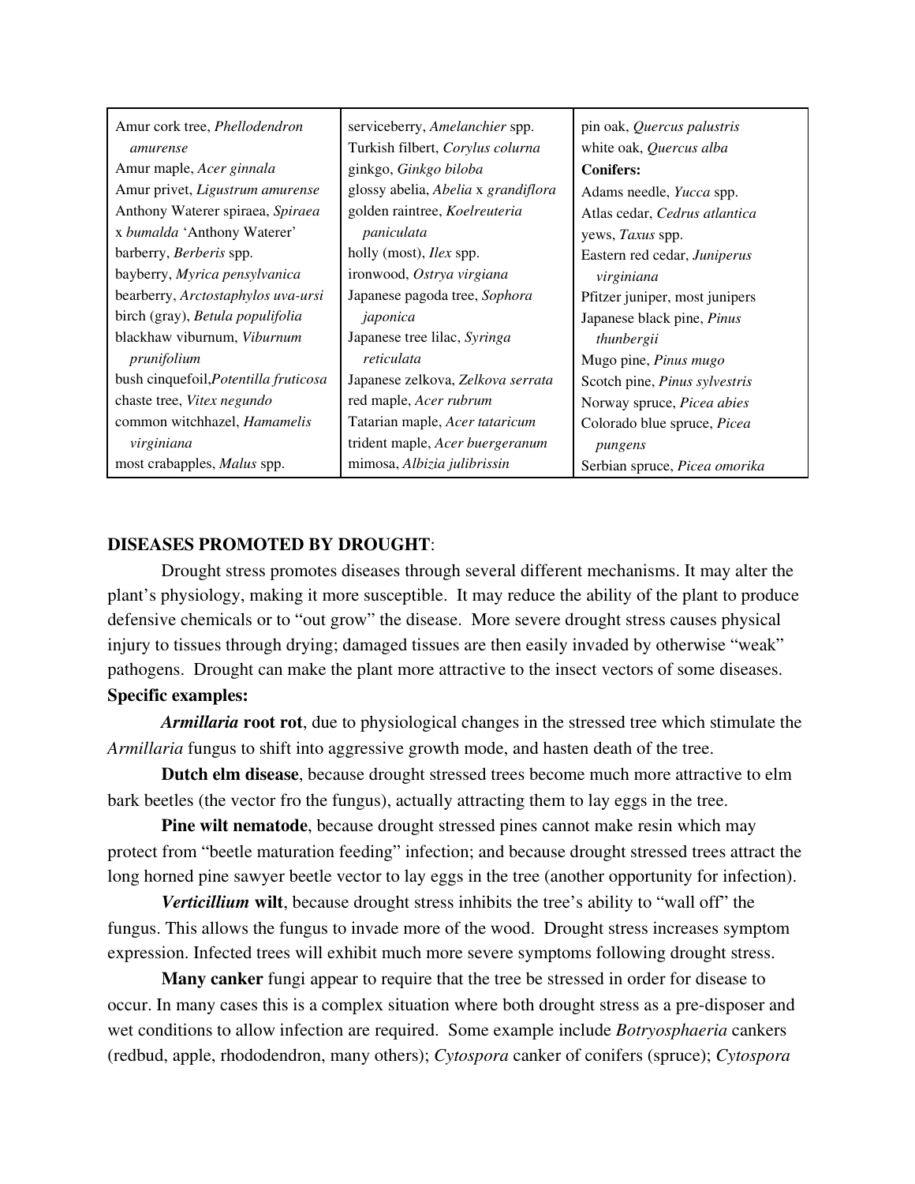| | | |
|---|---|---|
| Amur cork tree, *Phellodendron amurense*<br>Amur maple, *Acer ginnala*<br>Amur privet, *Ligustrum amurense*<br>Anthony Waterer spiraea, *Spiraea* x *bumalda* 'Anthony Waterer'<br>barberry, *Berberis* spp.<br>bayberry, *Myrica pensylvanica*<br>bearberry, *Arctostaphylos uva-ursi*<br>birch (gray), *Betula populifolia*<br>blackhaw viburnum, *Viburnum prunifolium*<br>bush cinquefoil,*Potentilla fruticosa*<br>chaste tree, *Vitex negundo*<br>common witchhazel, *Hamamelis virginiana*<br>most crabapples, *Malus* spp. | serviceberry, *Amelanchier* spp.<br>Turkish filbert, *Corylus colurna*<br>ginkgo, *Ginkgo biloba*<br>glossy abelia, *Abelia* x *grandiflora*<br>golden raintree, *Koelreuteria paniculata*<br>holly (most), *Ilex* spp.<br>ironwood, *Ostrya virgiana*<br>Japanese pagoda tree, *Sophora japonica*<br>Japanese tree lilac, *Syringa reticulata*<br>Japanese zelkova, *Zelkova serrata*<br>red maple, *Acer rubrum*<br>Tatarian maple, *Acer tataricum*<br>trident maple, *Acer buergeranum*<br>mimosa, *Albizia julibrissin* | pin oak, *Quercus palustris*<br>white oak, *Quercus alba*<br>**Conifers:**<br>Adams needle, *Yucca* spp.<br>Atlas cedar, *Cedrus atlantica*<br>yews, *Taxus* spp.<br>Eastern red cedar, *Juniperus virginiana*<br>Pfitzer juniper, most junipers<br>Japanese black pine, *Pinus thunbergii*<br>Mugo pine, *Pinus mugo*<br>Scotch pine, *Pinus sylvestris*<br>Norway spruce, *Picea abies*<br>Colorado blue spruce, *Picea pungens*<br>Serbian spruce, *Picea omorika* |

**DISEASES PROMOTED BY DROUGHT**:

Drought stress promotes diseases through several different mechanisms. It may alter the plant's physiology, making it more susceptible. It may reduce the ability of the plant to produce defensive chemicals or to "out grow" the disease. More severe drought stress causes physical injury to tissues through drying; damaged tissues are then easily invaded by otherwise "weak" pathogens. Drought can make the plant more attractive to the insect vectors of some diseases.

**Specific examples:**

***Armillaria* root rot**, due to physiological changes in the stressed tree which stimulate the *Armillaria* fungus to shift into aggressive growth mode, and hasten death of the tree.

**Dutch elm disease**, because drought stressed trees become much more attractive to elm bark beetles (the vector fro the fungus), actually attracting them to lay eggs in the tree.

**Pine wilt nematode**, because drought stressed pines cannot make resin which may protect from "beetle maturation feeding" infection; and because drought stressed trees attract the long horned pine sawyer beetle vector to lay eggs in the tree (another opportunity for infection).

***Verticillium* wilt**, because drought stress inhibits the tree's ability to "wall off" the fungus. This allows the fungus to invade more of the wood. Drought stress increases symptom expression. Infected trees will exhibit much more severe symptoms following drought stress.

**Many canker** fungi appear to require that the tree be stressed in order for disease to occur. In many cases this is a complex situation where both drought stress as a pre-disposer and wet conditions to allow infection are required. Some example include *Botryosphaeria* cankers (redbud, apple, rhododendron, many others); *Cytospora* canker of conifers (spruce); *Cytospora*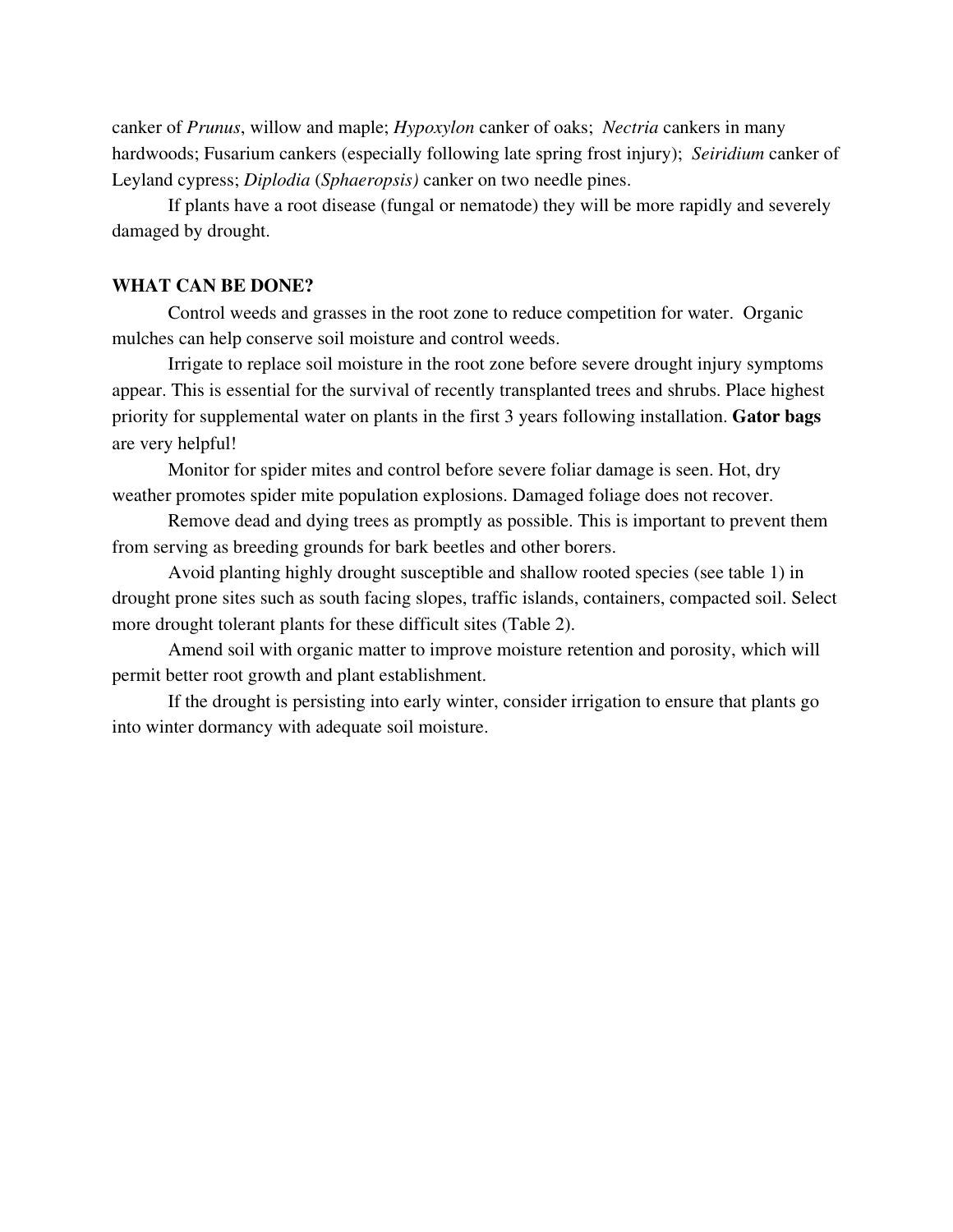canker of *Prunus*, willow and maple; *Hypoxylon* canker of oaks; *Nectria* cankers in many hardwoods; Fusarium cankers (especially following late spring frost injury); *Seiridium* canker of Leyland cypress; *Diplodia* (*Sphaeropsis)* canker on two needle pines.

If plants have a root disease (fungal or nematode) they will be more rapidly and severely damaged by drought.

## WHAT CAN BE DONE?

Control weeds and grasses in the root zone to reduce competition for water. Organic mulches can help conserve soil moisture and control weeds.

Irrigate to replace soil moisture in the root zone before severe drought injury symptoms appear. This is essential for the survival of recently transplanted trees and shrubs. Place highest priority for supplemental water on plants in the first 3 years following installation. **Gator bags** are very helpful!

Monitor for spider mites and control before severe foliar damage is seen. Hot, dry weather promotes spider mite population explosions. Damaged foliage does not recover.

Remove dead and dying trees as promptly as possible. This is important to prevent them from serving as breeding grounds for bark beetles and other borers.

Avoid planting highly drought susceptible and shallow rooted species (see table 1) in drought prone sites such as south facing slopes, traffic islands, containers, compacted soil. Select more drought tolerant plants for these difficult sites (Table 2).

Amend soil with organic matter to improve moisture retention and porosity, which will permit better root growth and plant establishment.

If the drought is persisting into early winter, consider irrigation to ensure that plants go into winter dormancy with adequate soil moisture.